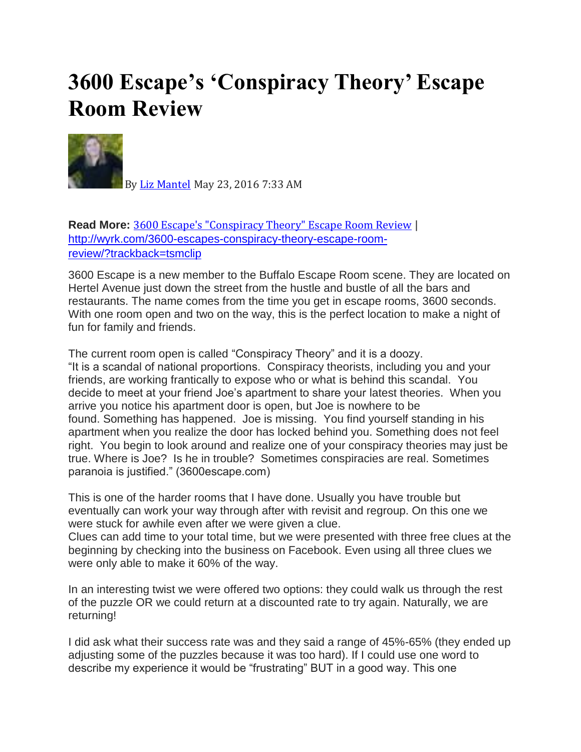# 3600 Escape's 'Conspiracy Theory' Escape Room Review

By Liz Mantel May 23, 2016 7:33 AM

**Read More:** 3600 Escape's "Conspiracy Theory" Escape Room Review | http://wyrk.com/3600-escapes-conspiracy-theory-escape-room-review/?trackback=tsmclip

3600 Escape is a new member to the Buffalo Escape Room scene. They are located on Hertel Avenue just down the street from the hustle and bustle of all the bars and restaurants. The name comes from the time you get in escape rooms, 3600 seconds. With one room open and two on the way, this is the perfect location to make a night of fun for family and friends.

The current room open is called "Conspiracy Theory" and it is a doozy. "It is a scandal of national proportions. Conspiracy theorists, including you and your friends, are working frantically to expose who or what is behind this scandal. You decide to meet at your friend Joe's apartment to share your latest theories. When you arrive you notice his apartment door is open, but Joe is nowhere to be found. Something has happened. Joe is missing. You find yourself standing in his apartment when you realize the door has locked behind you. Something does not feel right. You begin to look around and realize one of your conspiracy theories may just be true. Where is Joe? Is he in trouble? Sometimes conspiracies are real. Sometimes paranoia is justified." (3600escape.com)

This is one of the harder rooms that I have done. Usually you have trouble but eventually can work your way through after with revisit and regroup. On this one we were stuck for awhile even after we were given a clue.
Clues can add time to your total time, but we were presented with three free clues at the beginning by checking into the business on Facebook. Even using all three clues we were only able to make it 60% of the way.

In an interesting twist we were offered two options: they could walk us through the rest of the puzzle OR we could return at a discounted rate to try again. Naturally, we are returning!

I did ask what their success rate was and they said a range of 45%-65% (they ended up adjusting some of the puzzles because it was too hard). If I could use one word to describe my experience it would be "frustrating" BUT in a good way. This one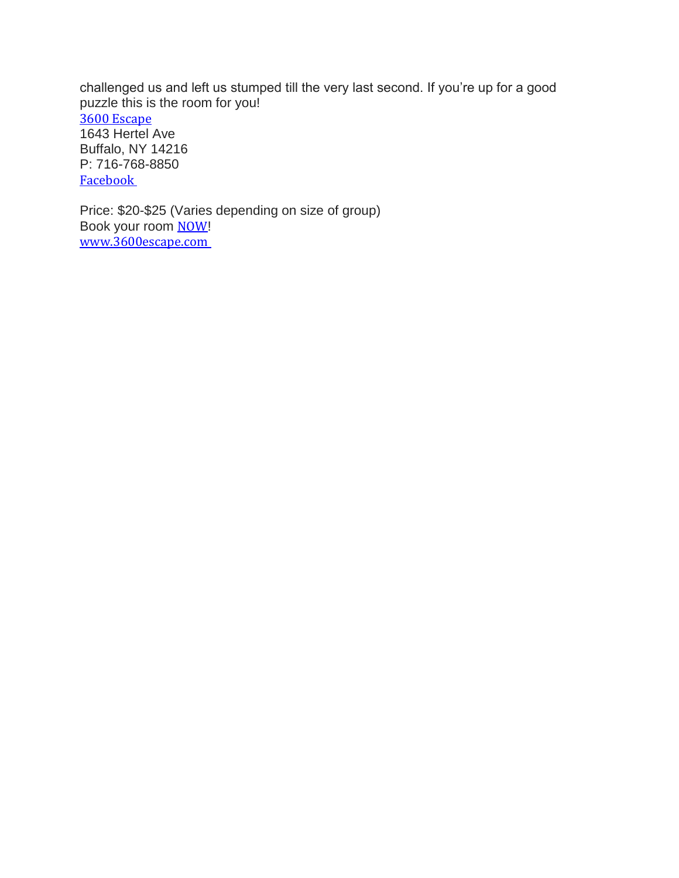challenged us and left us stumped till the very last second. If you're up for a good puzzle this is the room for you!

3600 Escape
1643 Hertel Ave
Buffalo, NY 14216
P: 716-768-8850
Facebook

Price: $20-$25 (Varies depending on size of group)
Book your room NOW!
www.3600escape.com